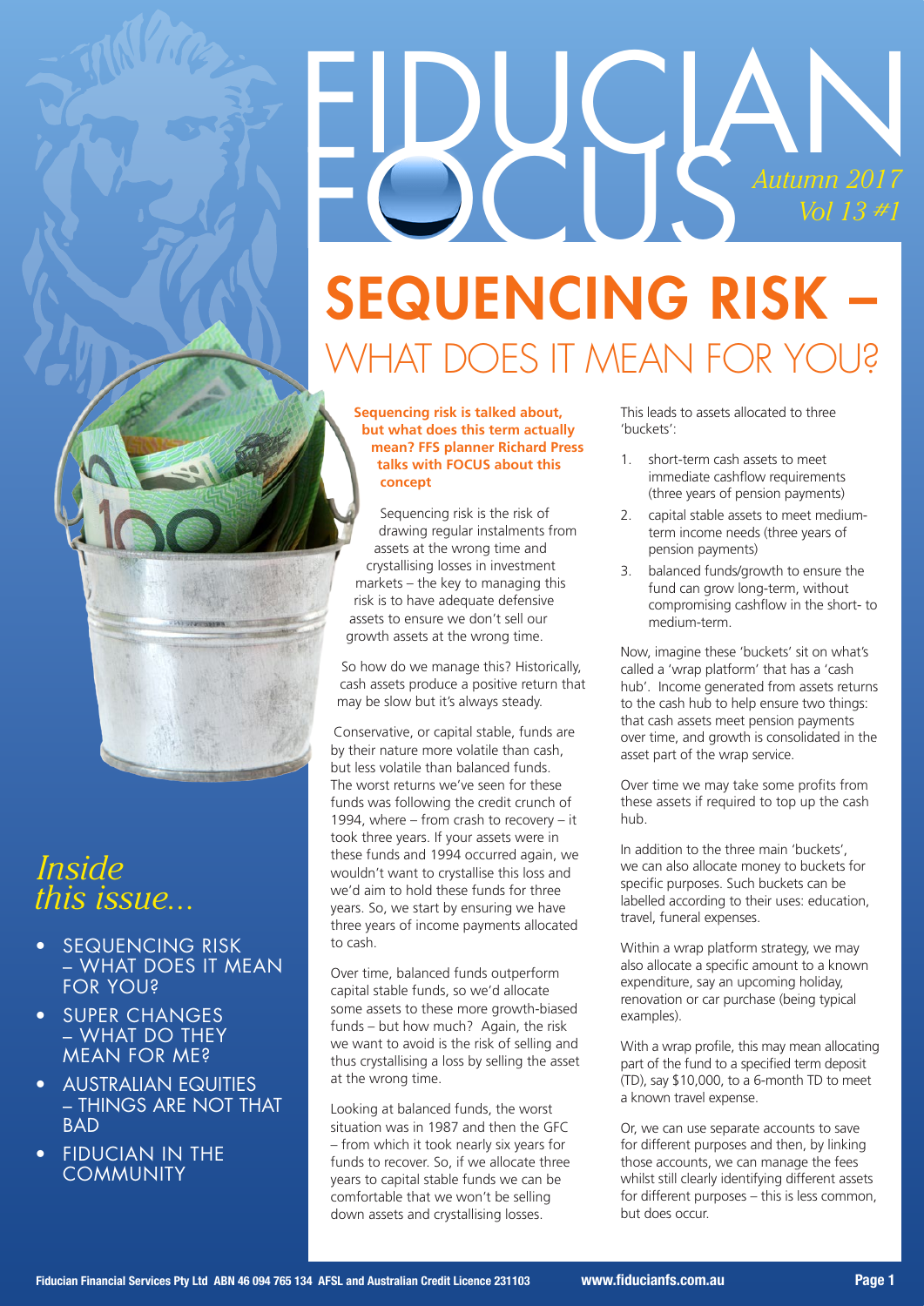# FIDUCIAN FOCUS

*Autumn 2017*
*Vol 13 #1*

# SEQUENCING RISK – WHAT DOES IT MEAN FOR YOU?

**Sequencing risk is talked about, but what does this term actually mean? FFS planner Richard Press talks with FOCUS about this concept**

Sequencing risk is the risk of drawing regular instalments from assets at the wrong time and crystallising losses in investment markets – the key to managing this risk is to have adequate defensive assets to ensure we don't sell our growth assets at the wrong time.

So how do we manage this? Historically, cash assets produce a positive return that may be slow but it's always steady.

Conservative, or capital stable, funds are by their nature more volatile than cash, but less volatile than balanced funds. The worst returns we've seen for these funds was following the credit crunch of 1994, where – from crash to recovery – it took three years. If your assets were in these funds and 1994 occurred again, we wouldn't want to crystallise this loss and we'd aim to hold these funds for three years. So, we start by ensuring we have three years of income payments allocated to cash.

Over time, balanced funds outperform capital stable funds, so we'd allocate some assets to these more growth-biased funds – but how much? Again, the risk we want to avoid is the risk of selling and thus crystallising a loss by selling the asset at the wrong time.

Looking at balanced funds, the worst situation was in 1987 and then the GFC – from which it took nearly six years for funds to recover. So, if we allocate three years to capital stable funds we can be comfortable that we won't be selling down assets and crystallising losses.

This leads to assets allocated to three 'buckets':

1. short-term cash assets to meet immediate cashflow requirements (three years of pension payments)
2. capital stable assets to meet medium-term income needs (three years of pension payments)
3. balanced funds/growth to ensure the fund can grow long-term, without compromising cashflow in the short- to medium-term.

Now, imagine these 'buckets' sit on what's called a 'wrap platform' that has a 'cash hub'. Income generated from assets returns to the cash hub to help ensure two things: that cash assets meet pension payments over time, and growth is consolidated in the asset part of the wrap service.

Over time we may take some profits from these assets if required to top up the cash hub.

In addition to the three main 'buckets', we can also allocate money to buckets for specific purposes. Such buckets can be labelled according to their uses: education, travel, funeral expenses.

Within a wrap platform strategy, we may also allocate a specific amount to a known expenditure, say an upcoming holiday, renovation or car purchase (being typical examples).

With a wrap profile, this may mean allocating part of the fund to a specified term deposit (TD), say $10,000, to a 6-month TD to meet a known travel expense.

Or, we can use separate accounts to save for different purposes and then, by linking those accounts, we can manage the fees whilst still clearly identifying different assets for different purposes – this is less common, but does occur.

## *Inside this issue...*

- SEQUENCING RISK – WHAT DOES IT MEAN FOR YOU?
- SUPER CHANGES – WHAT DO THEY MEAN FOR ME?
- AUSTRALIAN EQUITIES – THINGS ARE NOT THAT BAD
- FIDUCIAN IN THE COMMUNITY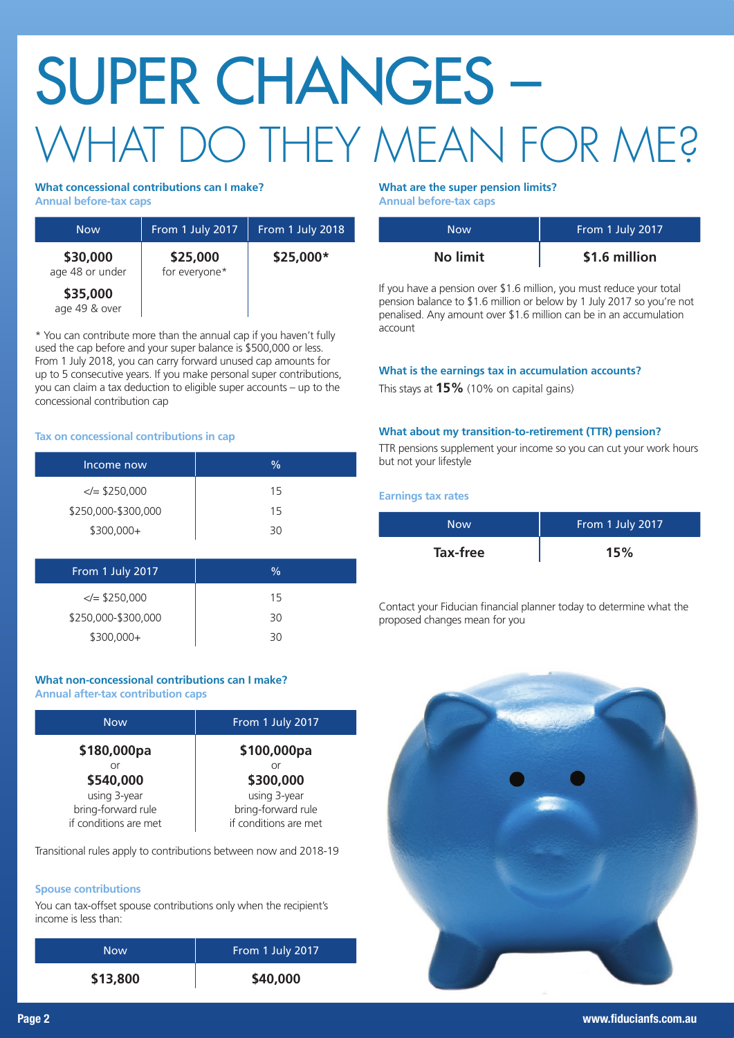# SUPER CHANGES – WHAT DO THEY MEAN FOR ME?

### What concessional contributions can I make?

**Annual before-tax caps**

| Now | From 1 July 2017 | From 1 July 2018 |
|---|---|---|
| **$30,000** age 48 or under<br>**$35,000** age 49 & over | **$25,000** for everyone* | **$25,000*** |

* You can contribute more than the annual cap if you haven't fully used the cap before and your super balance is $500,000 or less. From 1 July 2018, you can carry forward unused cap amounts for up to 5 consecutive years. If you make personal super contributions, you can claim a tax deduction to eligible super accounts – up to the concessional contribution cap

**Tax on concessional contributions in cap**

| Income now | % |
|---|---|
| </= $250,000 | 15 |
| $250,000-$300,000 | 15 |
| $300,000+ | 30 |

| From 1 July 2017 | % |
|---|---|
| </= $250,000 | 15 |
| $250,000-$300,000 | 30 |
| $300,000+ | 30 |

### What non-concessional contributions can I make?

**Annual after-tax contribution caps**

| Now | From 1 July 2017 |
|---|---|
| **$180,000pa** or **$540,000** using 3-year bring-forward rule if conditions are met | **$100,000pa** or **$300,000** using 3-year bring-forward rule if conditions are met |

Transitional rules apply to contributions between now and 2018-19

**Spouse contributions**

You can tax-offset spouse contributions only when the recipient's income is less than:

| Now | From 1 July 2017 |
|---|---|
| **$13,800** | **$40,000** |

### What are the super pension limits?

**Annual before-tax caps**

| Now | From 1 July 2017 |
|---|---|
| **No limit** | **$1.6 million** |

If you have a pension over $1.6 million, you must reduce your total pension balance to $1.6 million or below by 1 July 2017 so you're not penalised. Any amount over $1.6 million can be in an accumulation account

### What is the earnings tax in accumulation accounts?

This stays at **15%** (10% on capital gains)

### What about my transition-to-retirement (TTR) pension?

TTR pensions supplement your income so you can cut your work hours but not your lifestyle

**Earnings tax rates**

| Now | From 1 July 2017 |
|---|---|
| **Tax-free** | **15%** |

Contact your Fiducian financial planner today to determine what the proposed changes mean for you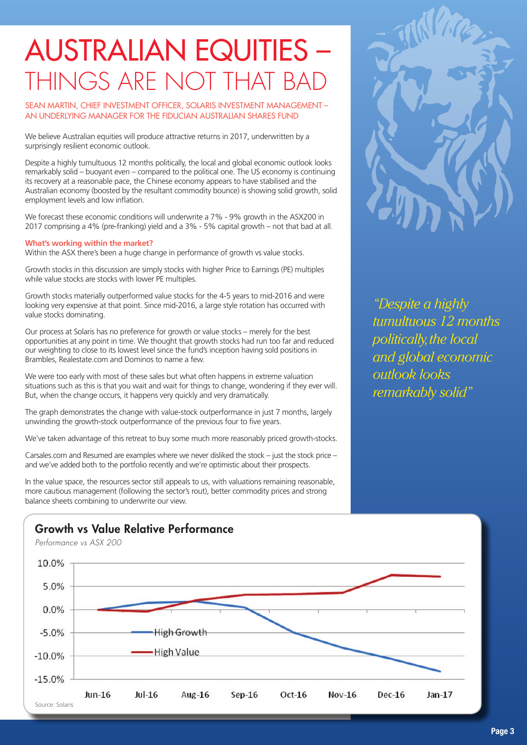# AUSTRALIAN EQUITIES – THINGS ARE NOT THAT BAD

SEAN MARTIN, CHIEF INVESTMENT OFFICER, SOLARIS INVESTMENT MANAGEMENT – AN UNDERLYING MANAGER FOR THE FIDUCIAN AUSTRALIAN SHARES FUND

We believe Australian equities will produce attractive returns in 2017, underwritten by a surprisingly resilient economic outlook.

Despite a highly tumultuous 12 months politically, the local and global economic outlook looks remarkably solid – buoyant even – compared to the political one. The US economy is continuing its recovery at a reasonable pace, the Chinese economy appears to have stabilised and the Australian economy (boosted by the resultant commodity bounce) is showing solid growth, solid employment levels and low inflation.

We forecast these economic conditions will underwrite a 7% - 9% growth in the ASX200 in 2017 comprising a 4% (pre-franking) yield and a 3% - 5% capital growth – not that bad at all.

**What's working within the market?**

Within the ASX there's been a huge change in performance of growth vs value stocks.

Growth stocks in this discussion are simply stocks with higher Price to Earnings (PE) multiples while value stocks are stocks with lower PE multiples.

Growth stocks materially outperformed value stocks for the 4-5 years to mid-2016 and were looking very expensive at that point. Since mid-2016, a large style rotation has occurred with value stocks dominating.

Our process at Solaris has no preference for growth or value stocks – merely for the best opportunities at any point in time. We thought that growth stocks had run too far and reduced our weighting to close to its lowest level since the fund's inception having sold positions in Brambles, Realestate.com and Dominos to name a few.

We were too early with most of these sales but what often happens in extreme valuation situations such as this is that you wait and wait for things to change, wondering if they ever will. But, when the change occurs, it happens very quickly and very dramatically.

The graph demonstrates the change with value-stock outperformance in just 7 months, largely unwinding the growth-stock outperformance of the previous four to five years.

We've taken advantage of this retreat to buy some much more reasonably priced growth-stocks.

Carsales.com and Resumed are examples where we never disliked the stock – just the stock price – and we've added both to the portfolio recently and we're optimistic about their prospects.

In the value space, the resources sector still appeals to us, with valuations remaining reasonable, more cautious management (following the sector's rout), better commodity prices and strong balance sheets combining to underwrite our view.

*"Despite a highly tumultuous 12 months politically, the local and global economic outlook looks remarkably solid"*

## Growth vs Value Relative Performance

*Performance vs ASX 200*

Source: Solaris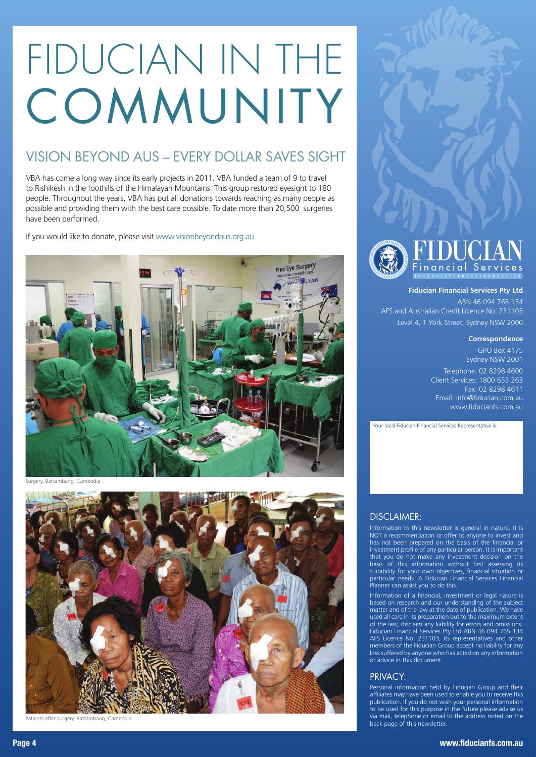# FIDUCIAN IN THE COMMUNITY

## VISION BEYOND AUS – EVERY DOLLAR SAVES SIGHT

VBA has come a long way since its early projects in 2011. VBA funded a team of 9 to travel to Rishikesh in the foothills of the Himalayan Mountains. This group restored eyesight to 180 people. Throughout the years, VBA has put all donations towards reaching as many people as possible and providing them with the best care possible. To date more than 20,500 surgeries have been performed.

If you would like to donate, please visit www.visionbeyondaus.org.au

Surgery, Battambang, Cambodia

Patients after surgery, Battambang, Cambodia

**Fiducian Financial Services Pty Ltd**

ABN 46 094 765 134
AFS and Australian Credit Licence No. 231103
Level 4, 1 York Street, Sydney NSW 2000

**Correspondence**

GPO Box 4175
Sydney NSW 2001

Telephone: 02 8298 4600
Client Services: 1800 653 263
Fax: 02 8298 4611
Email: info@fiducian.com.au
www.fiducianfs.com.au

Your local Fiducian Financial Services Representative is:

## DISCLAIMER:

Information in this newsletter is general in nature. It is NOT a recommendation or offer to anyone to invest and has not been prepared on the basis of the financial or investment profile of any particular person. It is important that you do not make any investment decision on the basis of this information without first assessing its suitability for your own objectives, financial situation or particular needs. A Fiducian Financial Services Financial Planner can assist you to do this.

Information of a financial, investment or legal nature is based on research and our understanding of the subject matter and of the law at the date of publication. We have used all care in its preparation but to the maximum extent of the law, disclaim any liability for errors and omissions. Fiducian Financial Services Pty Ltd ABN 46 094 765 134 AFS Licence No: 231103, its representatives and other members of the Fiducian Group accept no liability for any loss suffered by anyone who has acted on any information or advice in this document.

## PRIVACY:

Personal information held by Fiducian Group and their affiliates may have been used to enable you to receive this publication. If you do not wish your personal information to be used for this purpose in the future please advise us via mail, telephone or email to the address noted on the back page of this newsletter.